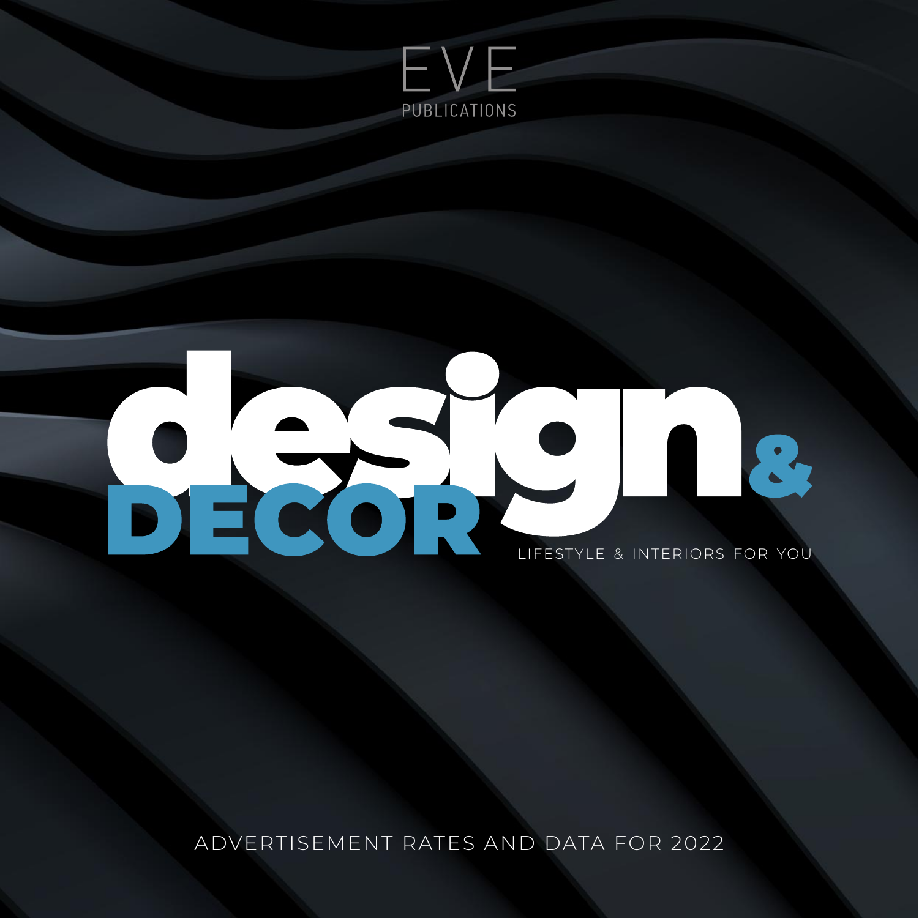EVE
PUBLICATIONS

# design & DECOR

LIFESTYLE & INTERIORS FOR YOU

ADVERTISEMENT RATES AND DATA FOR 2022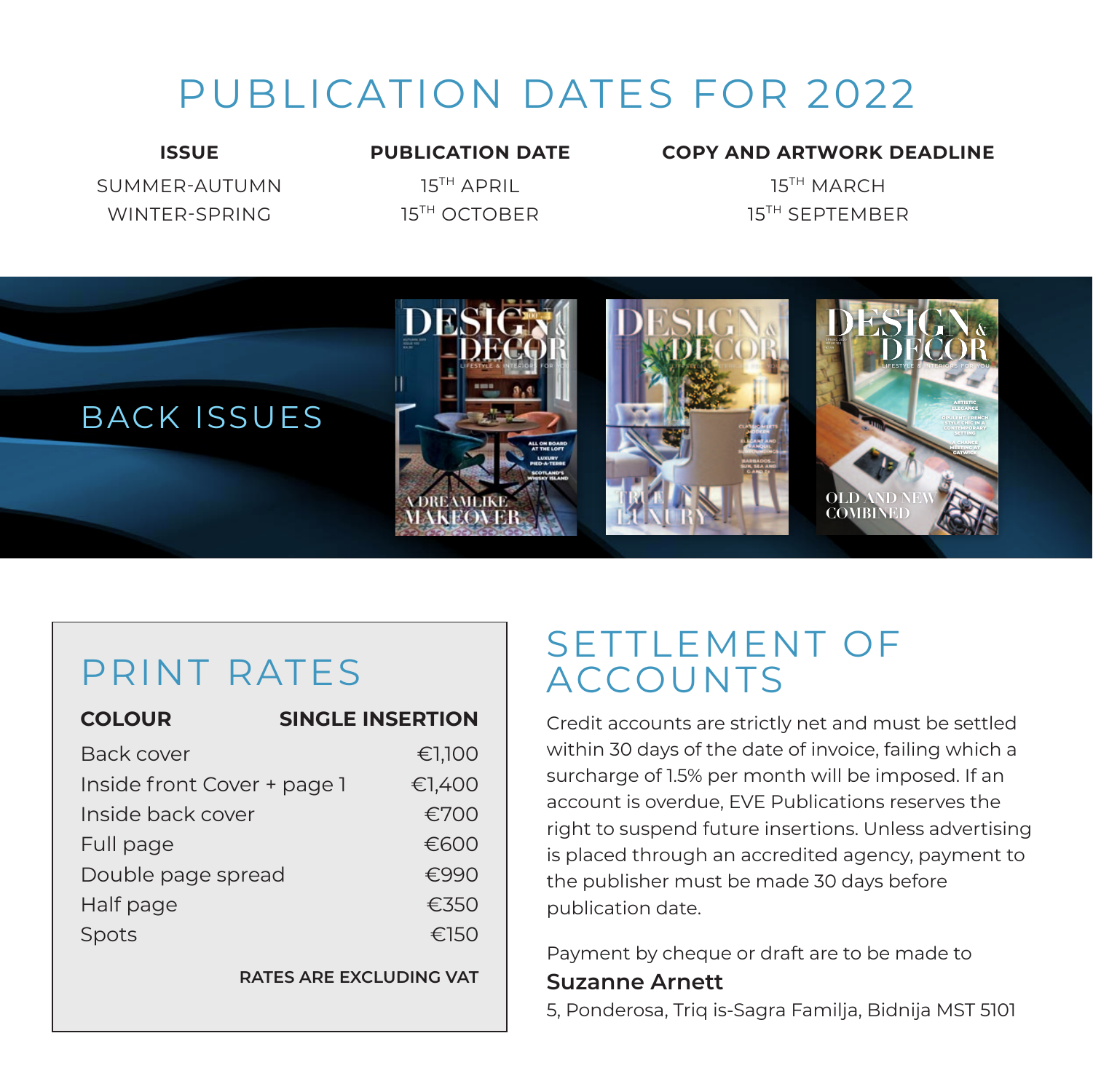# PUBLICATION DATES FOR 2022

| ISSUE | PUBLICATION DATE | COPY AND ARTWORK DEADLINE |
|---|---|---|
| SUMMER-AUTUMN | 15TH APRIL | 15TH MARCH |
| WINTER-SPRING | 15TH OCTOBER | 15TH SEPTEMBER |

## BACK ISSUES

## PRINT RATES

| COLOUR | SINGLE INSERTION |
|---|---|
| Back cover | €1,100 |
| Inside front Cover + page 1 | €1,400 |
| Inside back cover | €700 |
| Full page | €600 |
| Double page spread | €990 |
| Half page | €350 |
| Spots | €150 |

**RATES ARE EXCLUDING VAT**

## SETTLEMENT OF ACCOUNTS

Credit accounts are strictly net and must be settled within 30 days of the date of invoice, failing which a surcharge of 1.5% per month will be imposed. If an account is overdue, EVE Publications reserves the right to suspend future insertions. Unless advertising is placed through an accredited agency, payment to the publisher must be made 30 days before publication date.

Payment by cheque or draft are to be made to

**Suzanne Arnett**

5, Ponderosa, Triq is-Sagra Familja, Bidnija MST 5101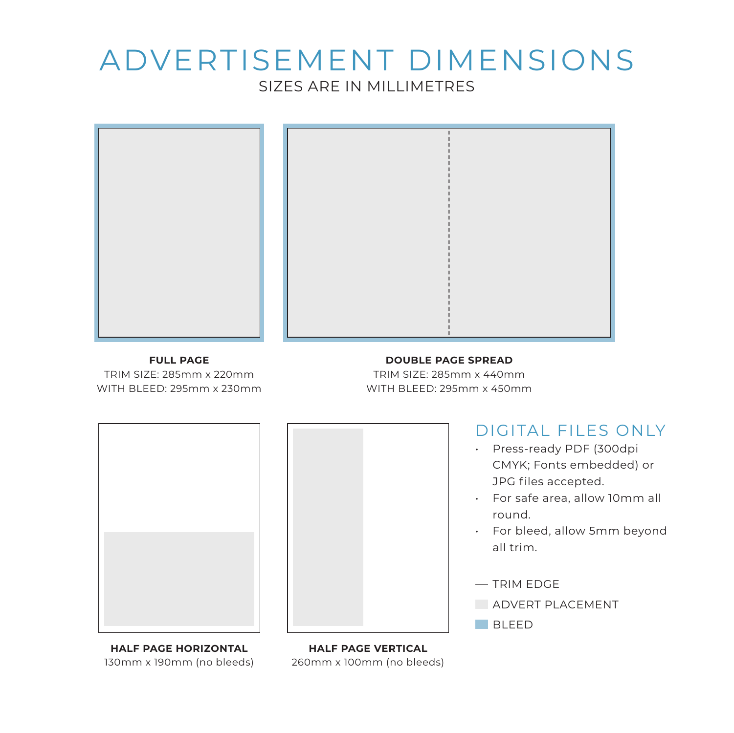# ADVERTISEMENT DIMENSIONS

SIZES ARE IN MILLIMETRES

**FULL PAGE**
TRIM SIZE: 285mm x 220mm
WITH BLEED: 295mm x 230mm

**DOUBLE PAGE SPREAD**
TRIM SIZE: 285mm x 440mm
WITH BLEED: 295mm x 450mm

**HALF PAGE HORIZONTAL**
130mm x 190mm (no bleeds)

**HALF PAGE VERTICAL**
260mm x 100mm (no bleeds)

## DIGITAL FILES ONLY

- Press-ready PDF (300dpi CMYK; Fonts embedded) or JPG files accepted.
- For safe area, allow 10mm all round.
- For bleed, allow 5mm beyond all trim.

— TRIM EDGE

ADVERT PLACEMENT

BLEED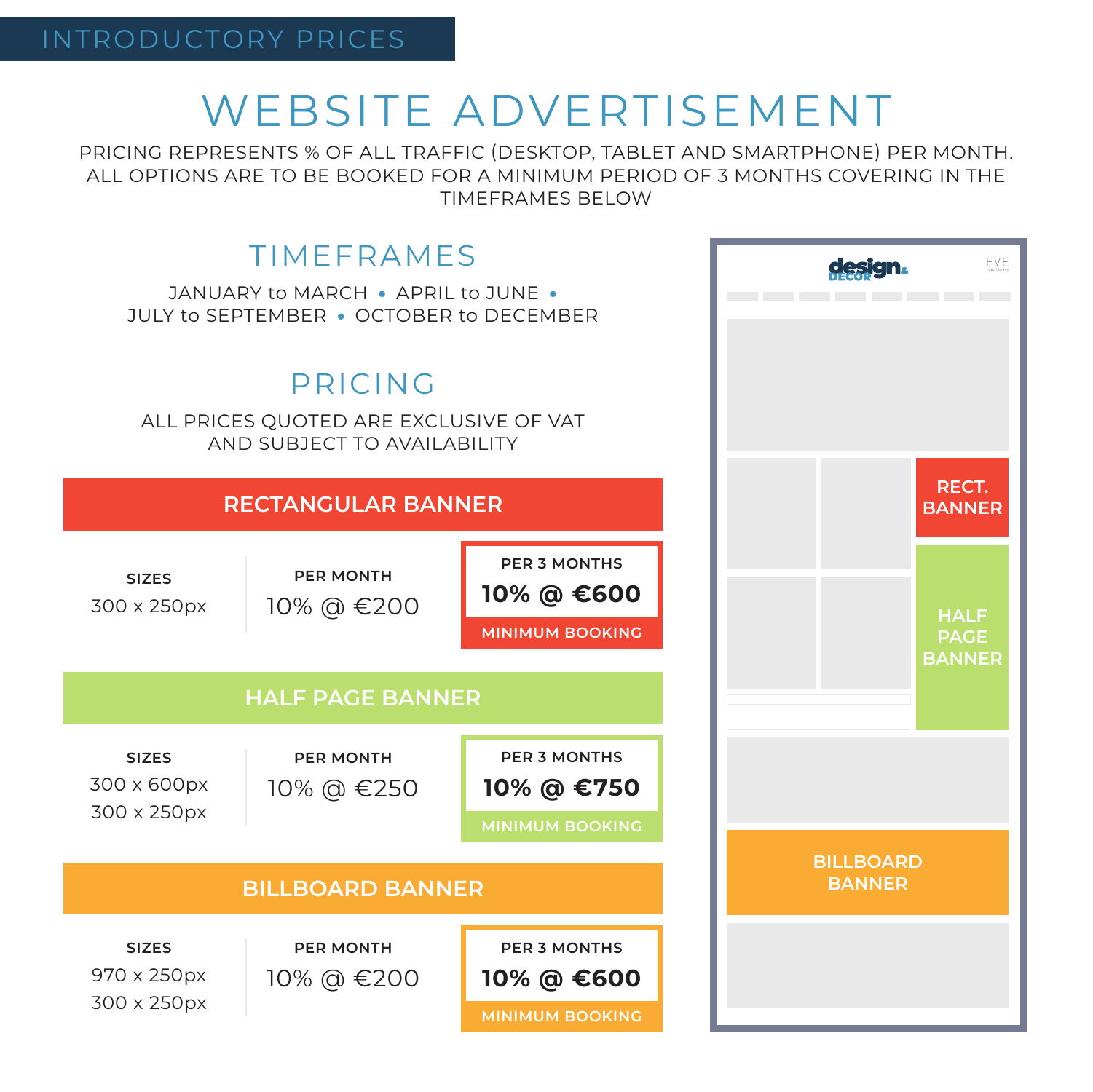INTRODUCTORY PRICES

# WEBSITE ADVERTISEMENT

PRICING REPRESENTS % OF ALL TRAFFIC (DESKTOP, TABLET AND SMARTPHONE) PER MONTH. ALL OPTIONS ARE TO BE BOOKED FOR A MINIMUM PERIOD OF 3 MONTHS COVERING IN THE TIMEFRAMES BELOW

## TIMEFRAMES

JANUARY to MARCH • APRIL to JUNE • JULY to SEPTEMBER • OCTOBER to DECEMBER

## PRICING

ALL PRICES QUOTED ARE EXCLUSIVE OF VAT AND SUBJECT TO AVAILABILITY

### RECTANGULAR BANNER

| SIZES | PER MONTH | PER 3 MONTHS (MINIMUM BOOKING) |
|---|---|---|
| 300 x 250px | 10% @ €200 | **10% @ €600** |

### HALF PAGE BANNER

| SIZES | PER MONTH | PER 3 MONTHS (MINIMUM BOOKING) |
|---|---|---|
| 300 x 600px<br>300 x 250px | 10% @ €250 | **10% @ €750** |

### BILLBOARD BANNER

| SIZES | PER MONTH | PER 3 MONTHS (MINIMUM BOOKING) |
|---|---|---|
| 970 x 250px<br>300 x 250px | 10% @ €200 | **10% @ €600** |

RECT. BANNER

HALF PAGE BANNER

BILLBOARD BANNER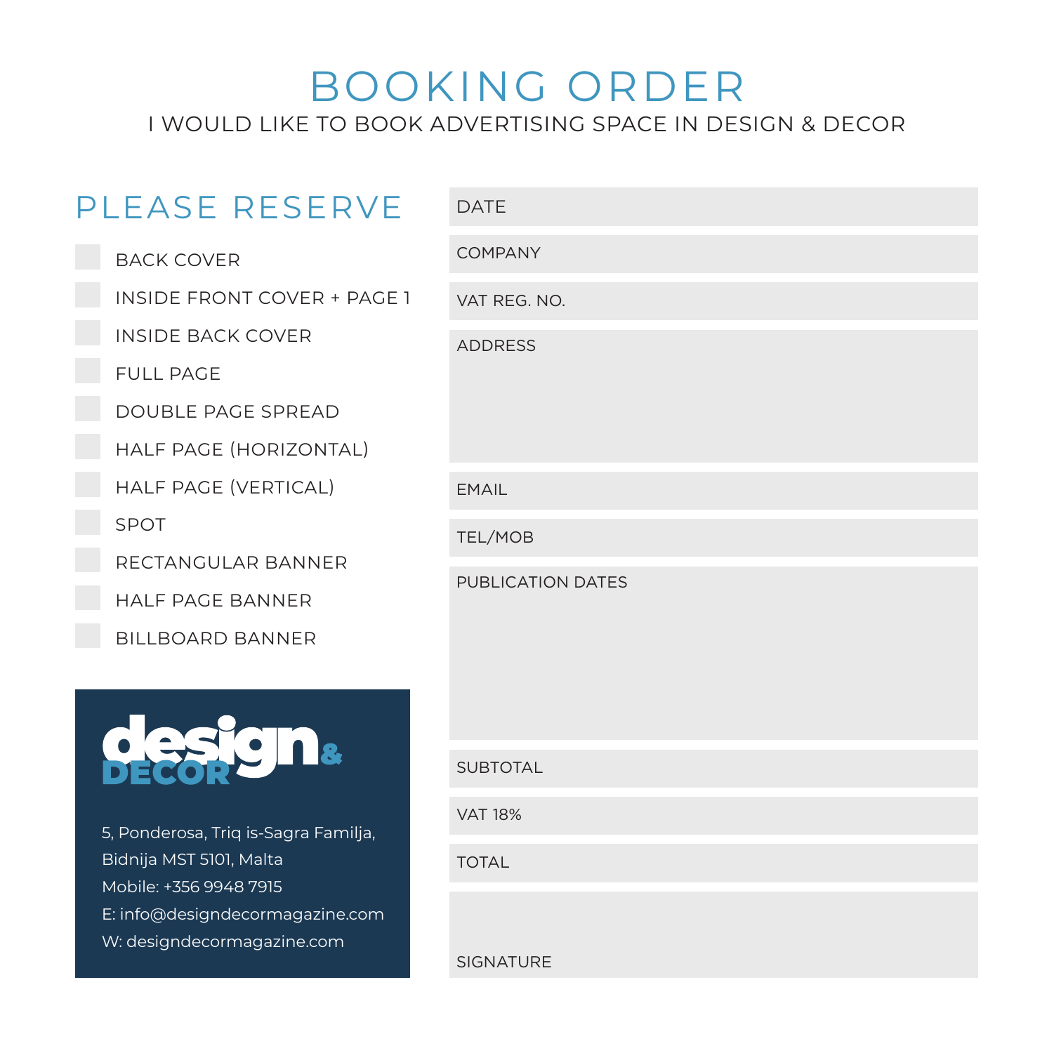# BOOKING ORDER

I WOULD LIKE TO BOOK ADVERTISING SPACE IN DESIGN & DECOR

## PLEASE RESERVE

- [ ] BACK COVER
- [ ] INSIDE FRONT COVER + PAGE 1
- [ ] INSIDE BACK COVER
- [ ] FULL PAGE
- [ ] DOUBLE PAGE SPREAD
- [ ] HALF PAGE (HORIZONTAL)
- [ ] HALF PAGE (VERTICAL)
- [ ] SPOT
- [ ] RECTANGULAR BANNER
- [ ] HALF PAGE BANNER
- [ ] BILLBOARD BANNER

**design & DECOR**

5, Ponderosa, Triq is-Sagra Familja,
Bidnija MST 5101, Malta
Mobile: +356 9948 7915
E: info@designdecormagazine.com
W: designdecormagazine.com

DATE

COMPANY

VAT REG. NO.

ADDRESS

EMAIL

TEL/MOB

PUBLICATION DATES

SUBTOTAL

VAT 18%

TOTAL

SIGNATURE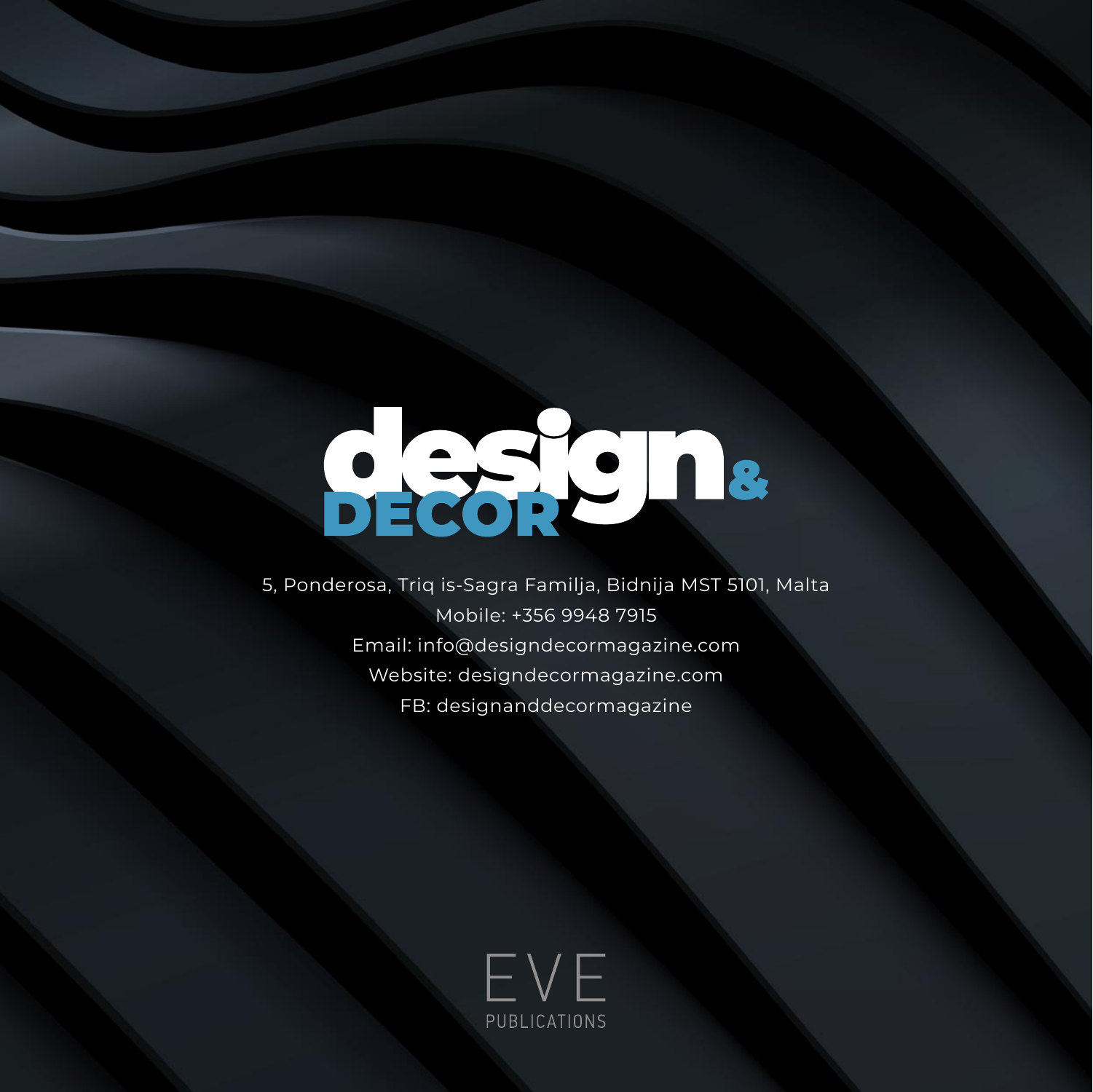design & DECOR

5, Ponderosa, Triq is-Sagra Familja, Bidnija MST 5101, Malta
Mobile: +356 9948 7915
Email: info@designdecormagazine.com
Website: designdecormagazine.com
FB: designanddecormagazine

EVE
PUBLICATIONS